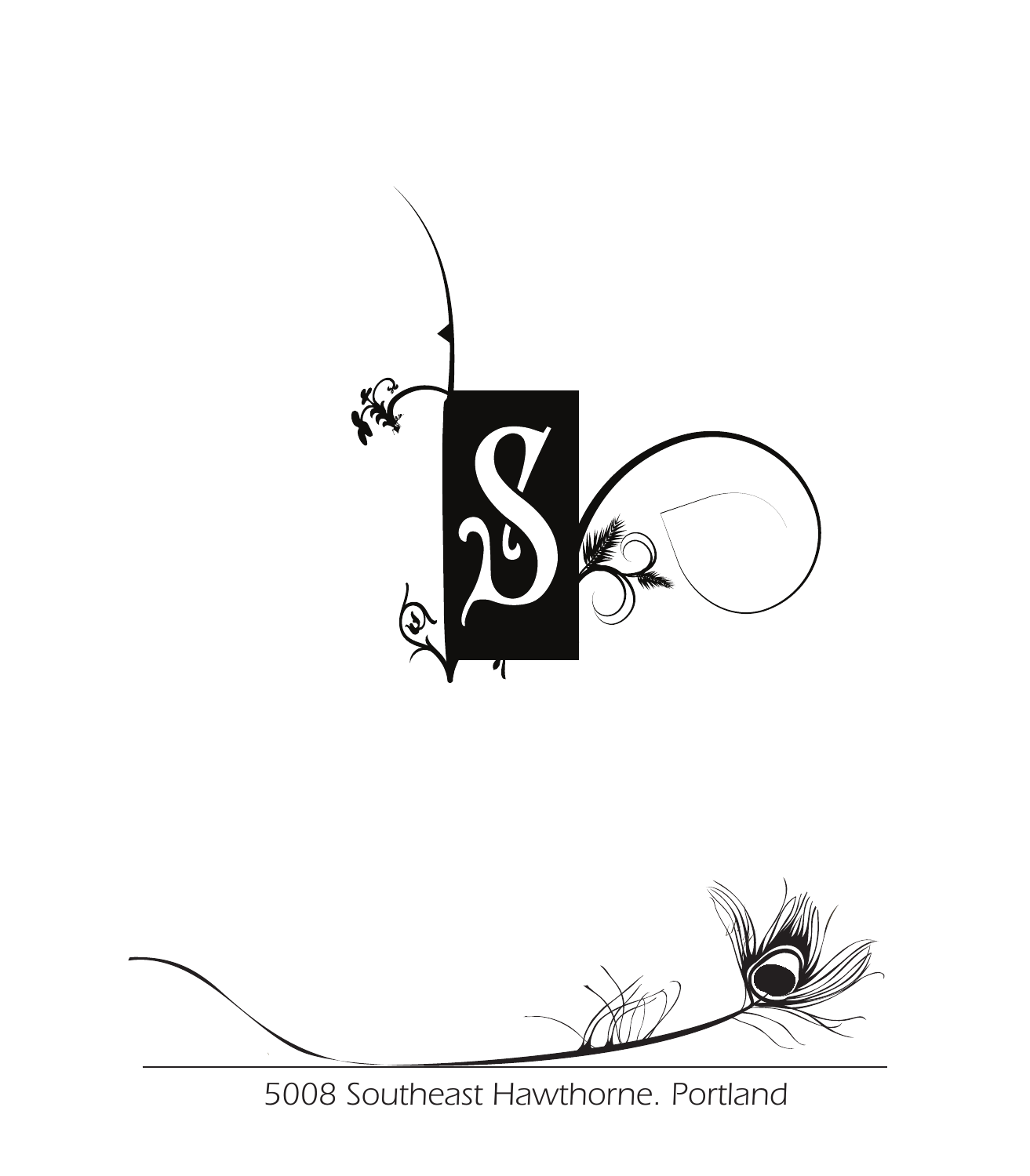S

5008 Southeast Hawthorne. Portland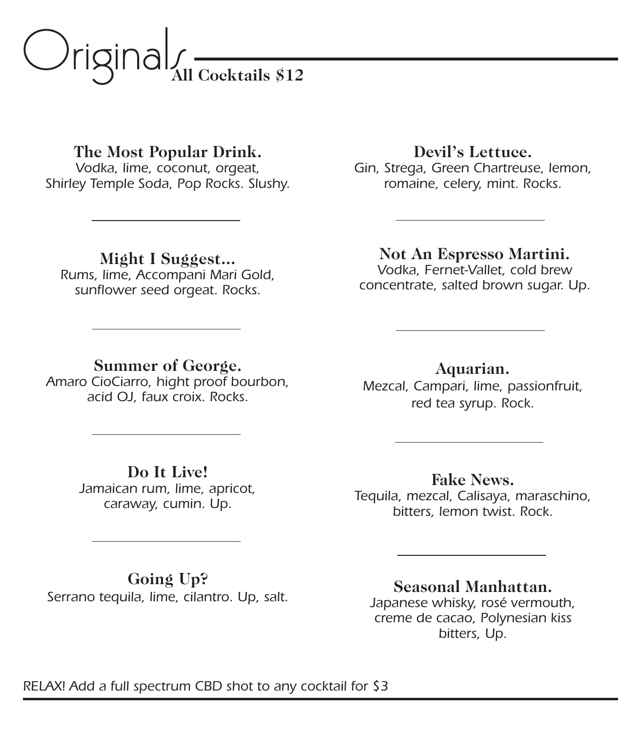# Originals

**All Cocktails $12**

### The Most Popular Drink.
*Vodka, lime, coconut, orgeat, Shirley Temple Soda, Pop Rocks. Slushy.*

---

### Might I Suggest...
*Rums, lime, Accompani Mari Gold, sunflower seed orgeat. Rocks.*

---

### Summer of George.
*Amaro CioCiarro, hight proof bourbon, acid OJ, faux croix. Rocks.*

---

### Do It Live!
*Jamaican rum, lime, apricot, caraway, cumin. Up.*

---

### Going Up?
*Serrano tequila, lime, cilantro. Up, salt.*

---

### Devil's Lettuce.
*Gin, Strega, Green Chartreuse, lemon, romaine, celery, mint. Rocks.*

---

### Not An Espresso Martini.
*Vodka, Fernet-Vallet, cold brew concentrate, salted brown sugar. Up.*

---

### Aquarian.
*Mezcal, Campari, lime, passionfruit, red tea syrup. Rock.*

---

### Fake News.
*Tequila, mezcal, Calisaya, maraschino, bitters, lemon twist. Rock.*

---

### Seasonal Manhattan.
*Japanese whisky, rosé vermouth, creme de cacao, Polynesian kiss bitters, Up.*

*RELAX! Add a full spectrum CBD shot to any cocktail for $3*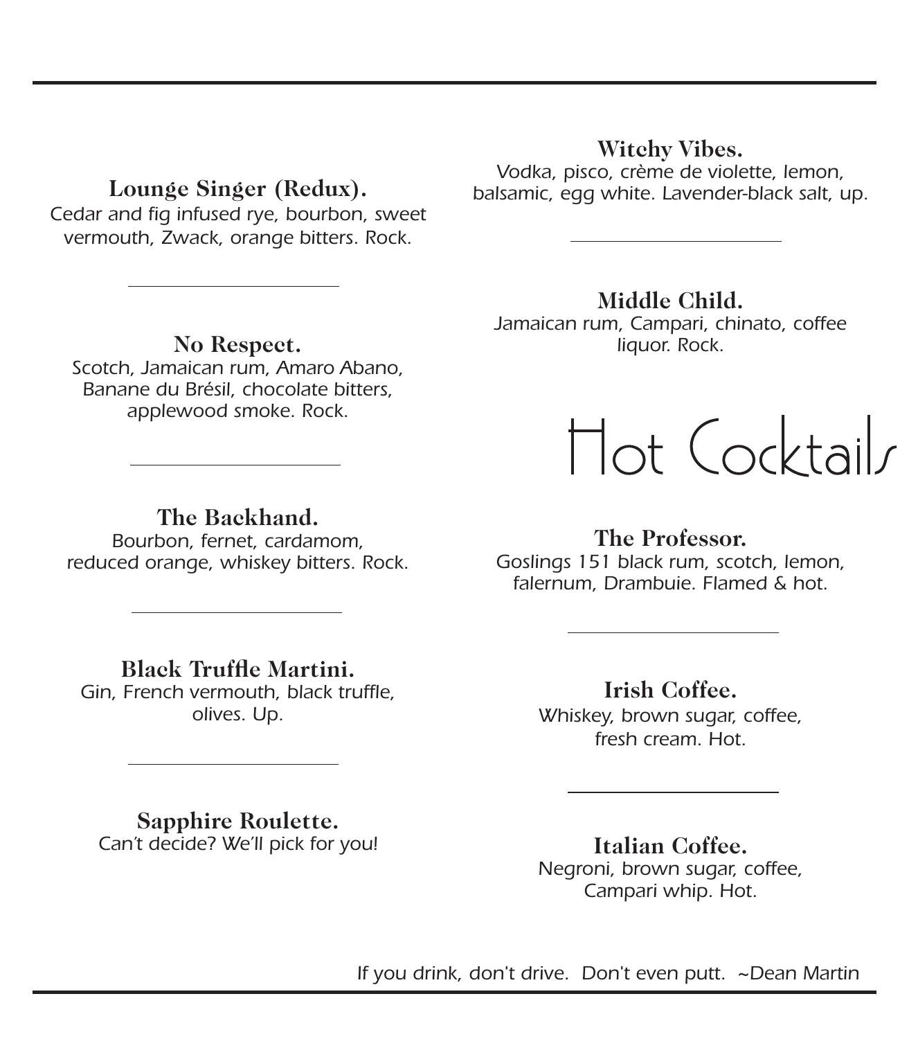**Lounge Singer (Redux).**
*Cedar and fig infused rye, bourbon, sweet vermouth, Zwack, orange bitters. Rock.*

---

**No Respect.**
*Scotch, Jamaican rum, Amaro Abano, Banane du Brésil, chocolate bitters, applewood smoke. Rock.*

---

**The Backhand.**
*Bourbon, fernet, cardamom, reduced orange, whiskey bitters. Rock.*

---

**Black Truffle Martini.**
*Gin, French vermouth, black truffle, olives. Up.*

---

**Sapphire Roulette.**
*Can't decide? We'll pick for you!*

**Witchy Vibes.**
*Vodka, pisco, crème de violette, lemon, balsamic, egg white. Lavender-black salt, up.*

---

**Middle Child.**
*Jamaican rum, Campari, chinato, coffee liquor. Rock.*

# Hot Cocktails

**The Professor.**
*Goslings 151 black rum, scotch, lemon, falernum, Drambuie. Flamed & hot.*

---

**Irish Coffee.**
*Whiskey, brown sugar, coffee, fresh cream. Hot.*

---

**Italian Coffee.**
*Negroni, brown sugar, coffee, Campari whip. Hot.*

*If you drink, don't drive. Don't even putt. ~Dean Martin*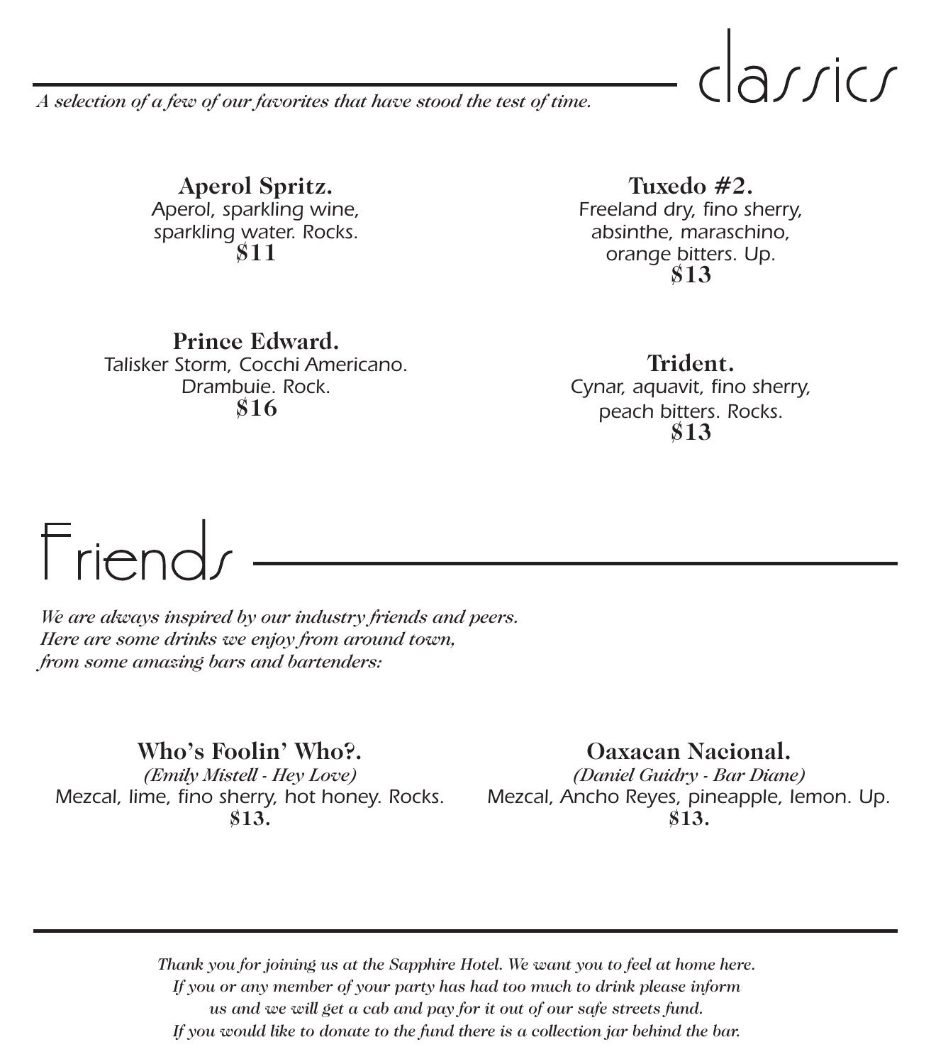## classics

*A selection of a few of our favorites that have stood the test of time.*

**Aperol Spritz.**
Aperol, sparkling wine, sparkling water. Rocks.
**$11**

**Prince Edward.**
Talisker Storm, Cocchi Americano. Drambuie. Rock.
**$16**

**Tuxedo #2.**
Freeland dry, fino sherry, absinthe, maraschino, orange bitters. Up.
**$13**

**Trident.**
Cynar, aquavit, fino sherry, peach bitters. Rocks.
**$13**

## Friends

*We are always inspired by our industry friends and peers. Here are some drinks we enjoy from around town, from some amazing bars and bartenders:*

**Who's Foolin' Who?.**
*(Emily Mistell - Hey Love)*
Mezcal, lime, fino sherry, hot honey. Rocks.
**$13.**

**Oaxacan Nacional.**
*(Daniel Guidry - Bar Diane)*
Mezcal, Ancho Reyes, pineapple, lemon. Up.
**$13.**

---

*Thank you for joining us at the Sapphire Hotel. We want you to feel at home here. If you or any member of your party has had too much to drink please inform us and we will get a cab and pay for it out of our safe streets fund. If you would like to donate to the fund there is a collection jar behind the bar.*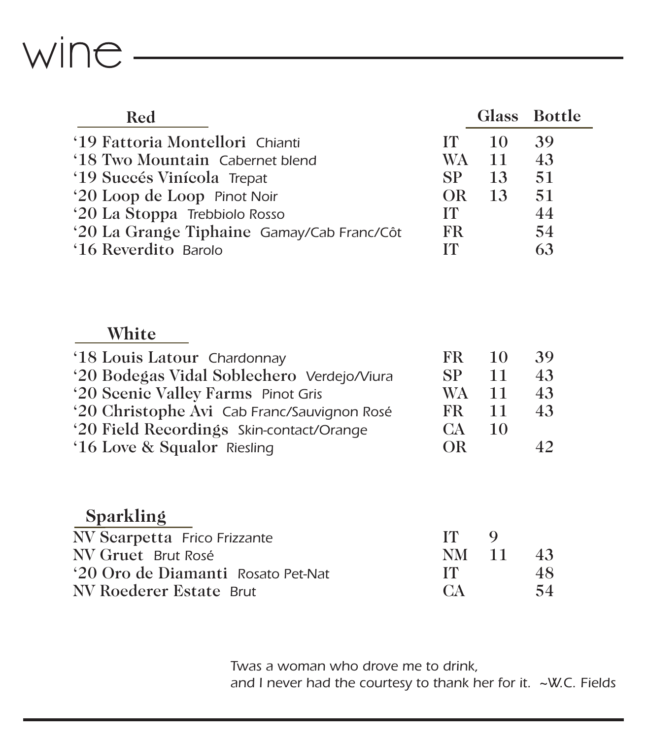# wine

## Red

| Wine | Region | Glass | Bottle |
|---|---|---|---|
| '19 Fattoria Montellori *Chianti* | IT | 10 | 39 |
| '18 Two Mountain *Cabernet blend* | WA | 11 | 43 |
| '19 Succés Vinícola *Trepat* | SP | 13 | 51 |
| '20 Loop de Loop *Pinot Noir* | OR | 13 | 51 |
| '20 La Stoppa *Trebbiolo Rosso* | IT | | 44 |
| '20 La Grange Tiphaine *Gamay/Cab Franc/Côt* | FR | | 54 |
| '16 Reverdito *Barolo* | IT | | 63 |

## White

| Wine | Region | Glass | Bottle |
|---|---|---|---|
| '18 Louis Latour *Chardonnay* | FR | 10 | 39 |
| '20 Bodegas Vidal Soblechero *Verdejo/Viura* | SP | 11 | 43 |
| '20 Scenic Valley Farms *Pinot Gris* | WA | 11 | 43 |
| '20 Christophe Avi *Cab Franc/Sauvignon Rosé* | FR | 11 | 43 |
| '20 Field Recordings *Skin-contact/Orange* | CA | 10 | |
| '16 Love & Squalor *Riesling* | OR | | 42 |

## Sparkling

| Wine | Region | Glass | Bottle |
|---|---|---|---|
| NV Scarpetta *Frico Frizzante* | IT | 9 | |
| NV Gruet *Brut Rosé* | NM | 11 | 43 |
| '20 Oro de Diamanti *Rosato Pet-Nat* | IT | | 48 |
| NV Roederer Estate *Brut* | CA | | 54 |

*Twas a woman who drove me to drink,*
*and I never had the courtesy to thank her for it. ~W.C. Fields*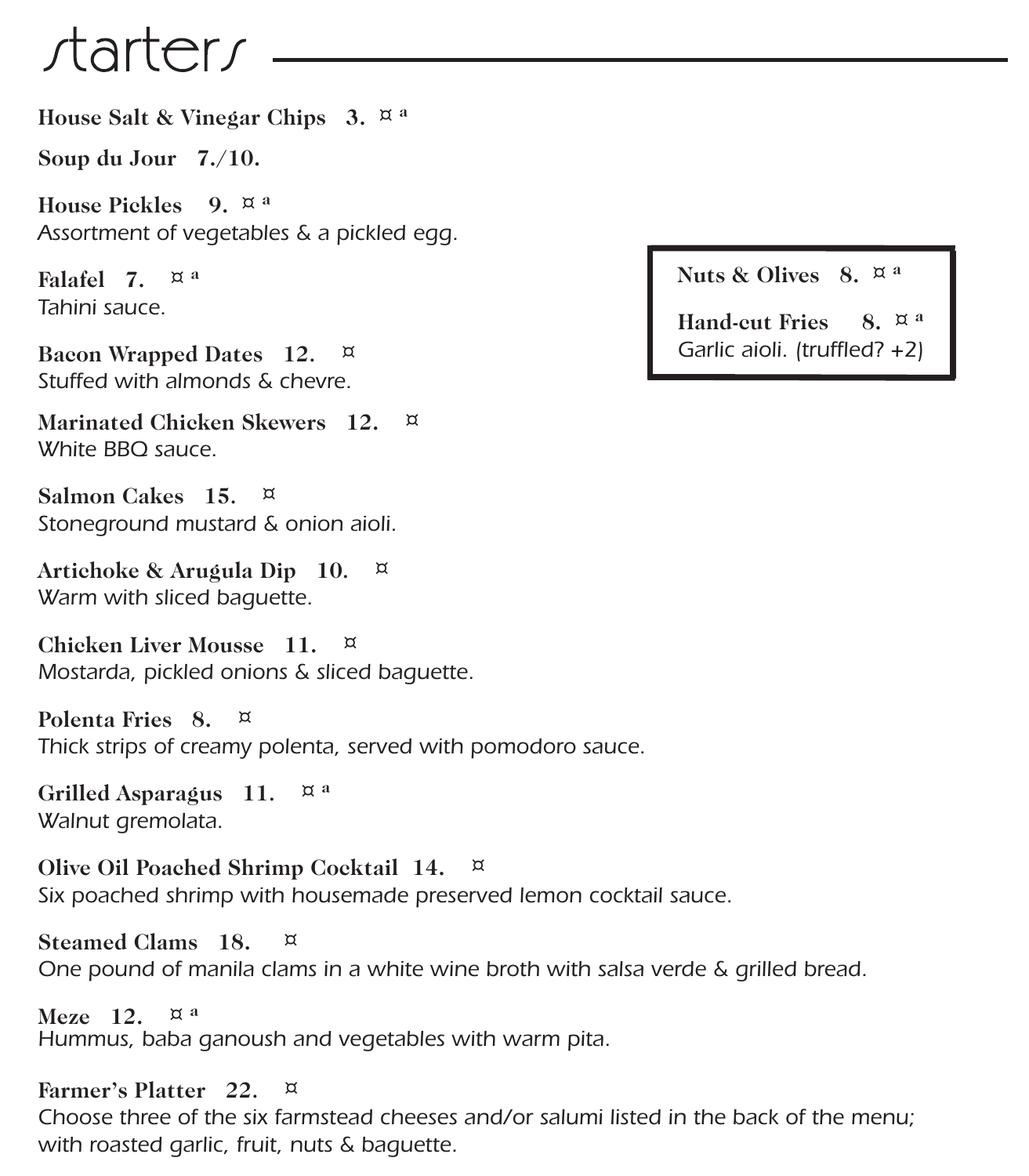# starters

**House Salt & Vinegar Chips 3.** ¤ [a]

**Soup du Jour 7./10.**

**House Pickles 9.** ¤ [a]
*Assortment of vegetables & a pickled egg.*

**Falafel 7.** ¤ [a]
*Tahini sauce.*

**Bacon Wrapped Dates 12.** ¤
*Stuffed with almonds & chevre.*

**Marinated Chicken Skewers 12.** ¤
*White BBQ sauce.*

**Salmon Cakes 15.** ¤
*Stoneground mustard & onion aioli.*

**Artichoke & Arugula Dip 10.** ¤
*Warm with sliced baguette.*

**Chicken Liver Mousse 11.** ¤
*Mostarda, pickled onions & sliced baguette.*

**Polenta Fries 8.** ¤
*Thick strips of creamy polenta, served with pomodoro sauce.*

**Grilled Asparagus 11.** ¤ [a]
*Walnut gremolata.*

**Olive Oil Poached Shrimp Cocktail 14.** ¤
*Six poached shrimp with housemade preserved lemon cocktail sauce.*

**Steamed Clams 18.** ¤
*One pound of manila clams in a white wine broth with salsa verde & grilled bread.*

**Meze 12.** ¤ [a]
*Hummus, baba ganoush and vegetables with warm pita.*

**Farmer's Platter 22.** ¤
*Choose three of the six farmstead cheeses and/or salumi listed in the back of the menu; with roasted garlic, fruit, nuts & baguette.*

**Nuts & Olives 8.** ¤ [a]

**Hand-cut Fries 8.** ¤ [a]
*Garlic aioli. (truffled? +2)*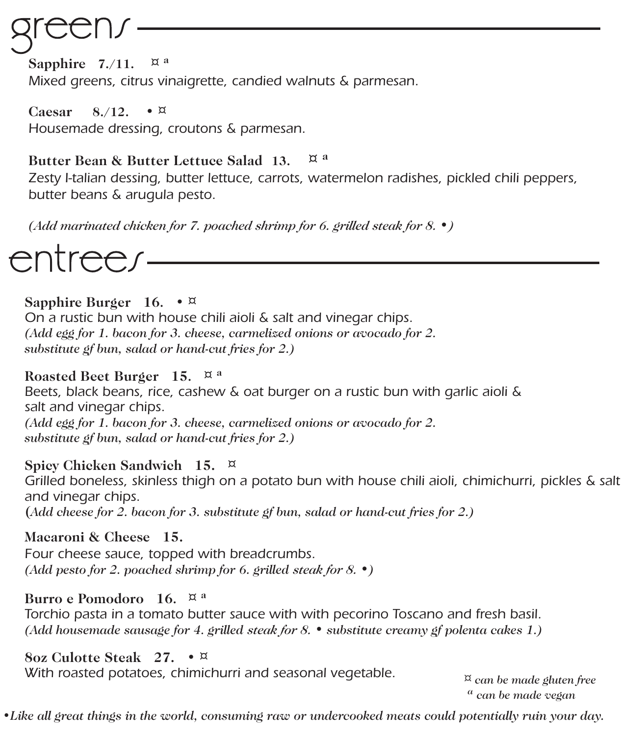# greens

**Sapphire 7./11.** ¤ [a]
*Mixed greens, citrus vinaigrette, candied walnuts & parmesan.*

**Caesar 8./12.** • ¤
*Housemade dressing, croutons & parmesan.*

**Butter Bean & Butter Lettuce Salad 13.** ¤ [a]
*Zesty I-talian dessing, butter lettuce, carrots, watermelon radishes, pickled chili peppers, butter beans & arugula pesto.*

*(Add marinated chicken for 7. poached shrimp for 6. grilled steak for 8. •)*

# entrees

**Sapphire Burger 16.** • ¤
*On a rustic bun with house chili aioli & salt and vinegar chips.*
*(Add egg for 1. bacon for 3. cheese, carmelized onions or avocado for 2. substitute gf bun, salad or hand-cut fries for 2.)*

**Roasted Beet Burger 15.** ¤ [a]
*Beets, black beans, rice, cashew & oat burger on a rustic bun with garlic aioli & salt and vinegar chips.*
*(Add egg for 1. bacon for 3. cheese, carmelized onions or avocado for 2. substitute gf bun, salad or hand-cut fries for 2.)*

**Spicy Chicken Sandwich 15.** ¤
*Grilled boneless, skinless thigh on a potato bun with house chili aioli, chimichurri, pickles & salt and vinegar chips.*
*(Add cheese for 2. bacon for 3. substitute gf bun, salad or hand-cut fries for 2.)*

**Macaroni & Cheese 15.**
*Four cheese sauce, topped with breadcrumbs.*
*(Add pesto for 2. poached shrimp for 6. grilled steak for 8. •)*

**Burro e Pomodoro 16.** ¤ [a]
*Torchio pasta in a tomato butter sauce with with pecorino Toscano and fresh basil.*
*(Add housemade sausage for 4. grilled steak for 8. • substitute creamy gf polenta cakes 1.)*

**8oz Culotte Steak 27.** • ¤
*With roasted potatoes, chimichurri and seasonal vegetable.*

*¤ can be made gluten free*
*[a] can be made vegan*

*•Like all great things in the world, consuming raw or undercooked meats could potentially ruin your day.*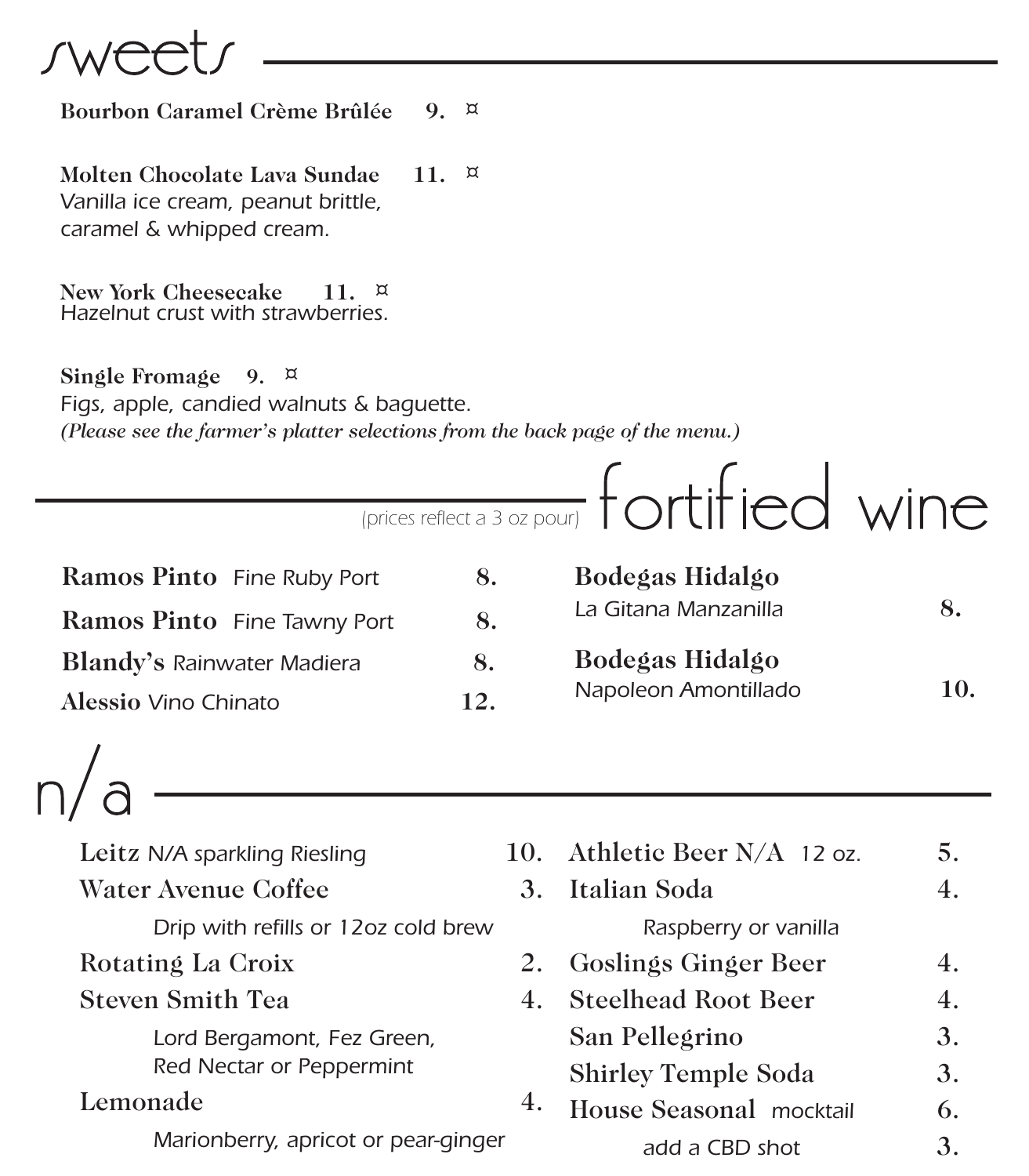# sweets

**Bourbon Caramel Crème Brûlée** **9.** ¤

**Molten Chocolate Lava Sundae** **11.** ¤
*Vanilla ice cream, peanut brittle, caramel & whipped cream.*

**New York Cheesecake** **11.** ¤
*Hazelnut crust with strawberries.*

**Single Fromage** **9.** ¤
*Figs, apple, candied walnuts & baguette.*
*(Please see the farmer's platter selections from the back page of the menu.)*

# fortified wine

*(prices reflect a 3 oz pour)*

**Ramos Pinto** Fine Ruby Port **8.**

**Ramos Pinto** Fine Tawny Port **8.**

**Blandy's** Rainwater Madiera **8.**

**Alessio** Vino Chinato **12.**

**Bodegas Hidalgo**
La Gitana Manzanilla **8.**

**Bodegas Hidalgo**
Napoleon Amontillado **10.**

# n/a

**Leitz** *N/A sparkling Riesling* **10.**

**Water Avenue Coffee** **3.**
*Drip with refills or 12oz cold brew*

**Rotating La Croix** **2.**

**Steven Smith Tea** **4.**
*Lord Bergamont, Fez Green, Red Nectar or Peppermint*

**Lemonade** **4.**
*Marionberry, apricot or pear-ginger*

**Athletic Beer N/A** *12 oz.* **5.**

**Italian Soda** **4.**
*Raspberry or vanilla*

**Goslings Ginger Beer** **4.**

**Steelhead Root Beer** **4.**

**San Pellegrino** **3.**

**Shirley Temple Soda** **3.**

**House Seasonal** *mocktail* **6.**
*add a CBD shot* **3.**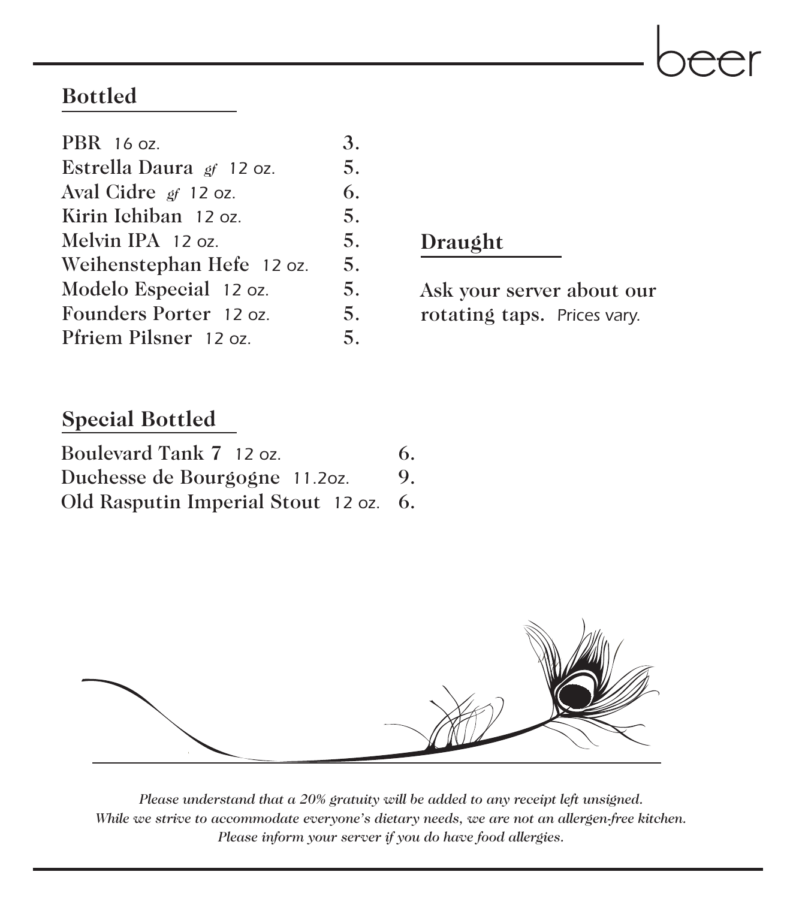# beer

## Bottled

| Item | Price |
|---|---|
| PBR 16 oz. | 3. |
| Estrella Daura *gf* 12 oz. | 5. |
| Aval Cidre *gf* 12 oz. | 6. |
| Kirin Ichiban 12 oz. | 5. |
| Melvin IPA 12 oz. | 5. |
| Weihenstephan Hefe 12 oz. | 5. |
| Modelo Especial 12 oz. | 5. |
| Founders Porter 12 oz. | 5. |
| Pfriem Pilsner 12 oz. | 5. |

## Draught

Ask your server about our rotating taps. Prices vary.

## Special Bottled

| Item | Price |
|---|---|
| Boulevard Tank 7 12 oz. | 6. |
| Duchesse de Bourgogne 11.2oz. | 9. |
| Old Rasputin Imperial Stout 12 oz. | 6. |

*Please understand that a 20% gratuity will be added to any receipt left unsigned.*
*While we strive to accommodate everyone's dietary needs, we are not an allergen-free kitchen.*
*Please inform your server if you do have food allergies.*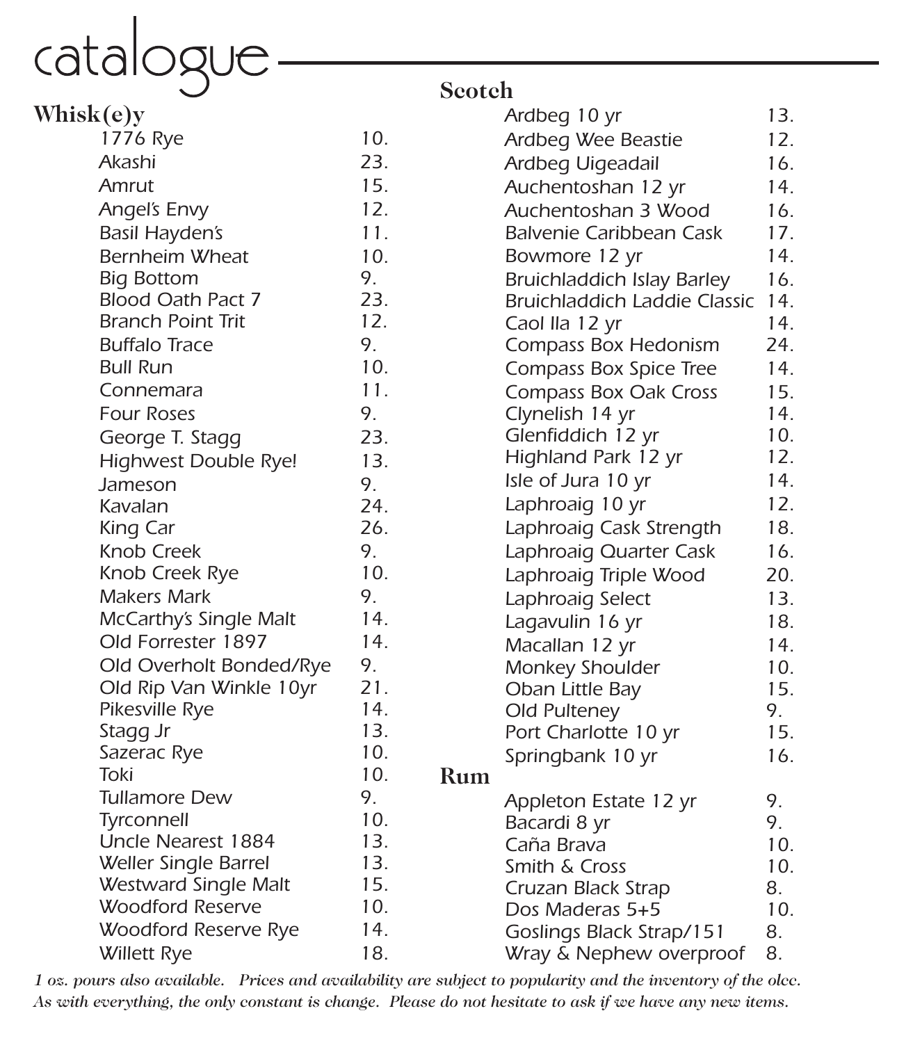# catalogue

## Whisk(e)y

| Item | Price |
|---|---|
| *1776 Rye* | 10. |
| *Akashi* | 23. |
| *Amrut* | 15. |
| *Angel's Envy* | 12. |
| *Basil Hayden's* | 11. |
| *Bernheim Wheat* | 10. |
| *Big Bottom* | 9. |
| *Blood Oath Pact 7* | 23. |
| *Branch Point Trit* | 12. |
| *Buffalo Trace* | 9. |
| *Bull Run* | 10. |
| *Connemara* | 11. |
| *Four Roses* | 9. |
| *George T. Stagg* | 23. |
| *Highwest Double Rye!* | 13. |
| *Jameson* | 9. |
| *Kavalan* | 24. |
| *King Car* | 26. |
| *Knob Creek* | 9. |
| *Knob Creek Rye* | 10. |
| *Makers Mark* | 9. |
| *McCarthy's Single Malt* | 14. |
| *Old Forrester 1897* | 14. |
| *Old Overholt Bonded/Rye* | 9. |
| *Old Rip Van Winkle 10yr* | 21. |
| *Pikesville Rye* | 14. |
| *Stagg Jr* | 13. |
| *Sazerac Rye* | 10. |
| *Toki* | 10. |
| *Tullamore Dew* | 9. |
| *Tyrconnell* | 10. |
| *Uncle Nearest 1884* | 13. |
| *Weller Single Barrel* | 13. |
| *Westward Single Malt* | 15. |
| *Woodford Reserve* | 10. |
| *Woodford Reserve Rye* | 14. |
| *Willett Rye* | 18. |

## Scotch

| Item | Price |
|---|---|
| *Ardbeg 10 yr* | 13. |
| *Ardbeg Wee Beastie* | 12. |
| *Ardbeg Uigeadail* | 16. |
| *Auchentoshan 12 yr* | 14. |
| *Auchentoshan 3 Wood* | 16. |
| *Balvenie Caribbean Cask* | 17. |
| *Bowmore 12 yr* | 14. |
| *Bruichladdich Islay Barley* | 16. |
| *Bruichladdich Laddie Classic* | 14. |
| *Caol Ila 12 yr* | 14. |
| *Compass Box Hedonism* | 24. |
| *Compass Box Spice Tree* | 14. |
| *Compass Box Oak Cross* | 15. |
| *Clynelish 14 yr* | 14. |
| *Glenfiddich 12 yr* | 10. |
| *Highland Park 12 yr* | 12. |
| *Isle of Jura 10 yr* | 14. |
| *Laphroaig 10 yr* | 12. |
| *Laphroaig Cask Strength* | 18. |
| *Laphroaig Quarter Cask* | 16. |
| *Laphroaig Triple Wood* | 20. |
| *Laphroaig Select* | 13. |
| *Lagavulin 16 yr* | 18. |
| *Macallan 12 yr* | 14. |
| *Monkey Shoulder* | 10. |
| *Oban Little Bay* | 15. |
| *Old Pulteney* | 9. |
| *Port Charlotte 10 yr* | 15. |
| *Springbank 10 yr* | 16. |

## Rum

| Item | Price |
|---|---|
| *Appleton Estate 12 yr* | 9. |
| *Bacardi 8 yr* | 9. |
| *Caña Brava* | 10. |
| *Smith & Cross* | 10. |
| *Cruzan Black Strap* | 8. |
| *Dos Maderas 5+5* | 10. |
| *Goslings Black Strap/151* | 8. |
| *Wray & Nephew overproof* | 8. |

*1 oz. pours also available. Prices and availability are subject to popularity and the inventory of the olcc. As with everything, the only constant is change. Please do not hesitate to ask if we have any new items.*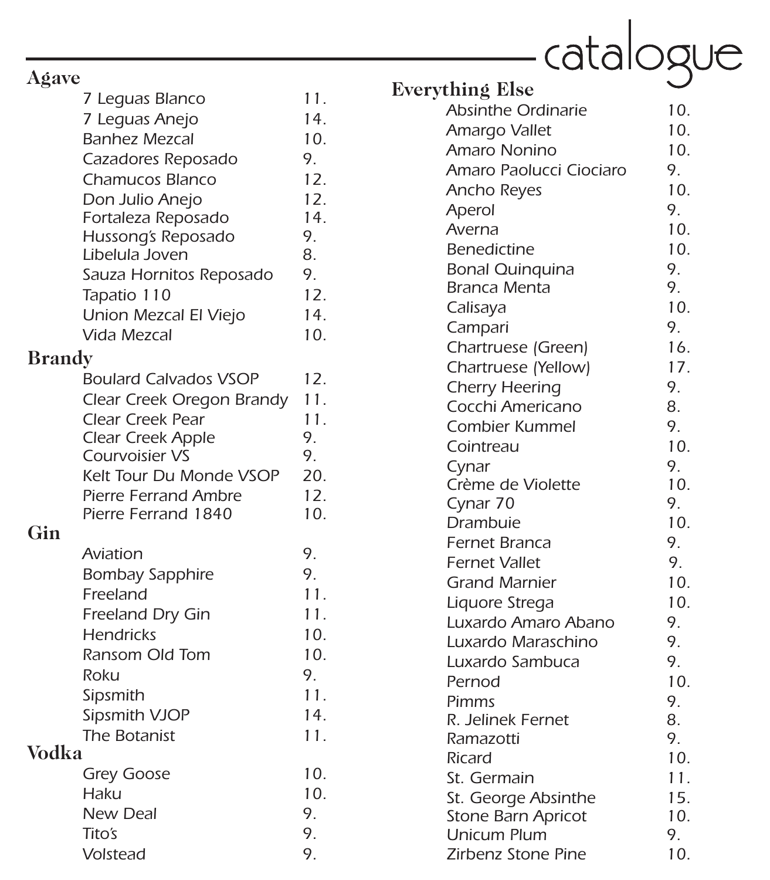# catalogue

## Agave

| Item | Price |
|---|---|
| 7 Leguas Blanco | 11. |
| 7 Leguas Anejo | 14. |
| Banhez Mezcal | 10. |
| Cazadores Reposado | 9. |
| Chamucos Blanco | 12. |
| Don Julio Anejo | 12. |
| Fortaleza Reposado | 14. |
| Hussong's Reposado | 9. |
| Libelula Joven | 8. |
| Sauza Hornitos Reposado | 9. |
| Tapatio 110 | 12. |
| Union Mezcal El Viejo | 14. |
| Vida Mezcal | 10. |

## Brandy

| Item | Price |
|---|---|
| Boulard Calvados VSOP | 12. |
| Clear Creek Oregon Brandy | 11. |
| Clear Creek Pear | 11. |
| Clear Creek Apple | 9. |
| Courvoisier VS | 9. |
| Kelt Tour Du Monde VSOP | 20. |
| Pierre Ferrand Ambre | 12. |
| Pierre Ferrand 1840 | 10. |

## Gin

| Item | Price |
|---|---|
| Aviation | 9. |
| Bombay Sapphire | 9. |
| Freeland | 11. |
| Freeland Dry Gin | 11. |
| Hendricks | 10. |
| Ransom Old Tom | 10. |
| Roku | 9. |
| Sipsmith | 11. |
| Sipsmith VJOP | 14. |
| The Botanist | 11. |

## Vodka

| Item | Price |
|---|---|
| Grey Goose | 10. |
| Haku | 10. |
| New Deal | 9. |
| Tito's | 9. |
| Volstead | 9. |

## Everything Else

| Item | Price |
|---|---|
| Absinthe Ordinarie | 10. |
| Amargo Vallet | 10. |
| Amaro Nonino | 10. |
| Amaro Paolucci Ciociaro | 9. |
| Ancho Reyes | 10. |
| Aperol | 9. |
| Averna | 10. |
| Benedictine | 10. |
| Bonal Quinquina | 9. |
| Branca Menta | 9. |
| Calisaya | 10. |
| Campari | 9. |
| Chartruese (Green) | 16. |
| Chartruese (Yellow) | 17. |
| Cherry Heering | 9. |
| Cocchi Americano | 8. |
| Combier Kummel | 9. |
| Cointreau | 10. |
| Cynar | 9. |
| Crème de Violette | 10. |
| Cynar 70 | 9. |
| Drambuie | 10. |
| Fernet Branca | 9. |
| Fernet Vallet | 9. |
| Grand Marnier | 10. |
| Liquore Strega | 10. |
| Luxardo Amaro Abano | 9. |
| Luxardo Maraschino | 9. |
| Luxardo Sambuca | 9. |
| Pernod | 10. |
| Pimms | 9. |
| R. Jelinek Fernet | 8. |
| Ramazotti | 9. |
| Ricard | 10. |
| St. Germain | 11. |
| St. George Absinthe | 15. |
| Stone Barn Apricot | 10. |
| Unicum Plum | 9. |
| Zirbenz Stone Pine | 10. |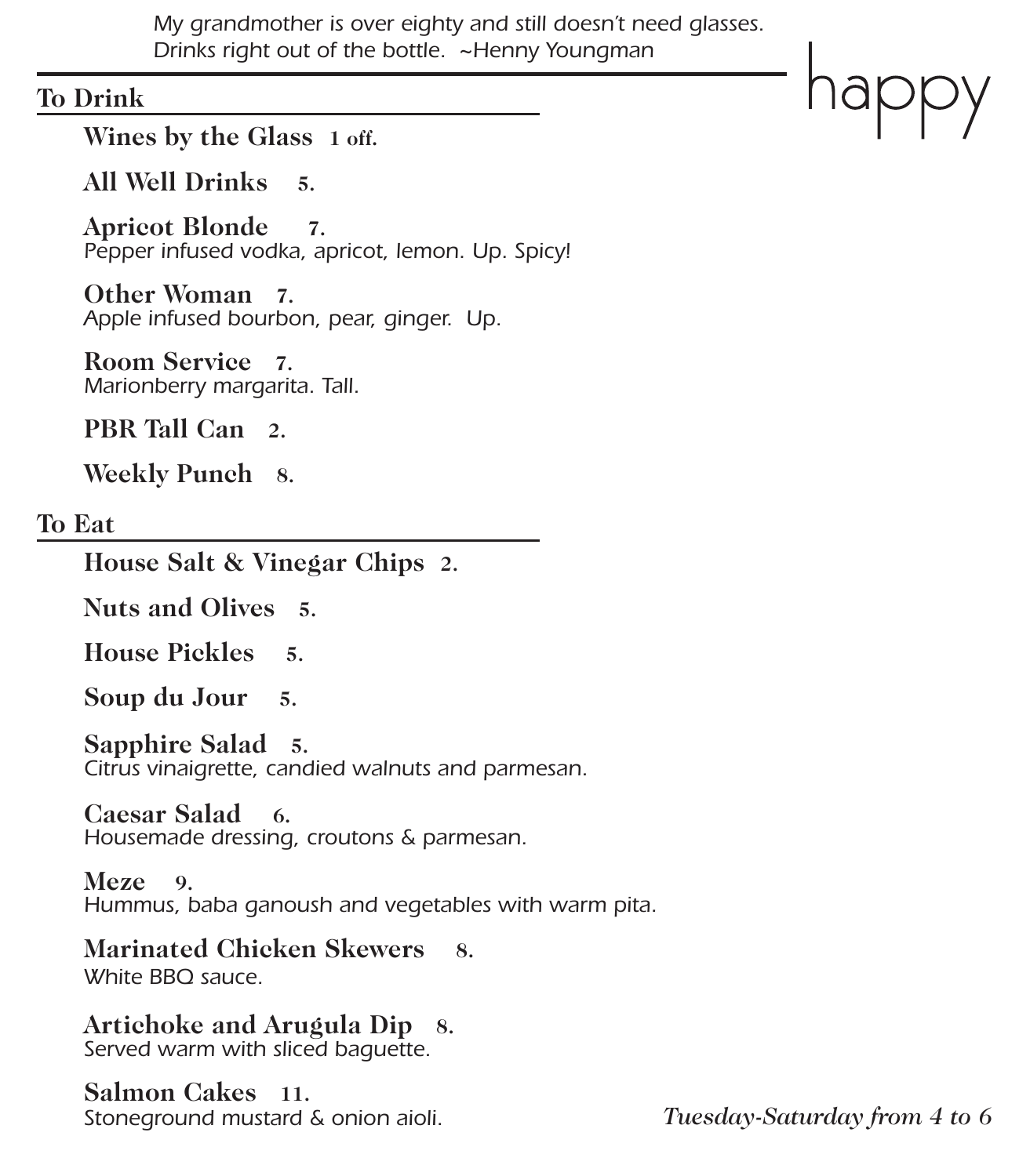*My grandmother is over eighty and still doesn't need glasses.*
*Drinks right out of the bottle. ~Henny Youngman*

# happy

## To Drink

**Wines by the Glass** 1 off.

**All Well Drinks** 5.

**Apricot Blonde** 7.
*Pepper infused vodka, apricot, lemon. Up. Spicy!*

**Other Woman** 7.
*Apple infused bourbon, pear, ginger. Up.*

**Room Service** 7.
*Marionberry margarita. Tall.*

**PBR Tall Can** 2.

**Weekly Punch** 8.

## To Eat

**House Salt & Vinegar Chips** 2.

**Nuts and Olives** 5.

**House Pickles** 5.

**Soup du Jour** 5.

**Sapphire Salad** 5.
*Citrus vinaigrette, candied walnuts and parmesan.*

**Caesar Salad** 6.
*Housemade dressing, croutons & parmesan.*

**Meze** 9.
*Hummus, baba ganoush and vegetables with warm pita.*

**Marinated Chicken Skewers** 8.
*White BBQ sauce.*

**Artichoke and Arugula Dip** 8.
*Served warm with sliced baguette.*

**Salmon Cakes** 11.
*Stoneground mustard & onion aioli.*

*Tuesday-Saturday from 4 to 6*